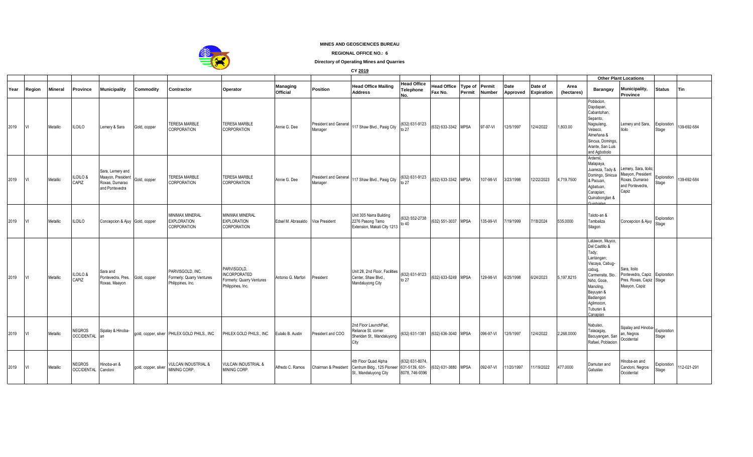**MINES AND GEOSCIENCES BUREAU**

**REGIONAL OFFICE NO.: 6**

**Directory of Operating Mines and Quarries**

**CY 2019**

| Year | Region | Mineral | Province | Municipality | Commodity | Contractor | Operator | Managing Official | Position | Head Office Mailing Address | Head Office Telephone No. | Head Office Fax No. | Type of Permit | Permit Number | Date Approved | Date of Expiration | Area (hectares) | Other Plant Locations | | Status | Tin |
|---|---|---|---|---|---|---|---|---|---|---|---|---|---|---|---|---|---|---|---|---|---|
| | | | | | | | | | | | | | | | | | | Barangay | Municipality, Province | | |
| 2019 | VI | Metallic | ILOILO | Lemery & Sara | Gold, copper | TERESA MARBLE CORPORATION | TERESA MARBLE CORPORATION | Annie G. Dee | President and General Manager | 117 Shaw Blvd., Pasig City | (632) 631-9123 to 27 | (632) 633-3342 | MPSA | 97-97-VI | 12/5/1997 | 12/4/2022 | 1,803.00 | Poblacion, Dapdapan, Cabantohan, Sepanto, Nagsulang, Velasco, Almeñana & Sincua, Domingo, Arante, San Luis and Agbobolo | Lemery and Sara, Iloilo | Exploration Stage | 139-692-584 |
| 2019 | VI | Metallic | ILOILO & CAPIZ | Sara, Lemery and Maayon, President Roxas, Dumarao and Pontevedra | Gold, copper | TERESA MARBLE CORPORATION | TERESA MARBLE CORPORATION | Annie G. Dee | President and General Manager | 117 Shaw Blvd., Pasig City | (632) 631-9123 to 27 | (632) 633-3342 | MPSA | 107-98-VI | 3/23/1998 | 12/22/2023 | 4,719.7500 | Ardemil, Malapaya, Juaneza, Tady & Domingo, Sinicua & Pacuan, Agbatuan, Canapian, Quinabonglan & Guinbialan | Lemery, Sara, Iloilo; Maayon, President Roxas, Dumarao and Pontevedra, Capiz | Exploration Stage | 139-692-584 |
| 2019 | VI | Metallic | ILOILO | Concepcion & Ajuy | Gold, copper | MINIMAX MINERAL EXPLORATION CORPORATION | MINIMAX MINERAL EXPLORATION CORPORATION | Edsel M. Abrasaldo | Vice President | Unit 305 Narra Building 2276 Pasong Tamo Extension, Makati City 1213 | (632) 552-2738 to 40 | (632) 551-3037 | MPSA | 135-99-VI | 7/19/1999 | 7/18/2024 | 535.0000 | Taloto-an & Tambaliza Silagon | Concepcion & Ajuy | Exploration Stage | |
| 2019 | VI | Metallic | ILOILO & CAPIZ | Sara and Pontevedra, Pres. Roxas, Maayon | Gold, copper | PARVISGOLD, INC. Formerly: Quarry Ventures Philippines, Inc. | PARVISGOLD, INCORPORATED Formerly: Quarry Ventures Philippines, Inc. | Antonio G. Marfori | President | Unit 28, 2nd Floor, Facilities Center, Shaw Blvd., Mandaluyong City | (632) 631-9123 to 27 | (632) 633-5249 | MPSA | 129-98-VI | 6/25/1998 | 6/24/2023 | 5,197.8215 | Latawon, Muyco, Del Castillo & Tady; Lantangan; Viscaya, Cabug-cabug, Carmensita, Sto. Niño, Goce, Manoling, Bayuyan & Badiangon Aglimocon, Tuburan & Canapian | Sara, Iloilo Pontevedra, Capiz Pres. Roxas, Capiz Maayon, Capiz | Exploration Stage | |
| 2019 | VI | Metallic | NEGROS OCCIDENTAL | Sipalay & Hinoba-an | gold, copper, silver | PHILEX GOLD PHILS., INC | PHILEX GOLD PHILS., INC | Eulalio B. Austin | President and COO | 2nd Floor LaunchPad, Reliance St. corner Sheridan St., Mandaluyong City | (632) 631-1381 | (632) 636-3040 | MPSA | 096-97-VI | 12/5/1997 | 12/4/2022 | 2,268.0000 | Nabulao, Talacagay, Bacuyangan, San Rafael, Poblacion | Sipalay and Hinoba-an, Negros Occidental | Exploration Stage | |
| 2019 | VI | Metallic | NEGROS OCCIDENTAL | Hinoba-an & Candoni | gold, copper, silver | VULCAN INDUSTRIAL & MINING CORP. | VULCAN INDUSTRIAL & MINING CORP. | Alfredo C. Ramos | Chairman & President | 4th Floor Quad Alpha Centrum Bldg., 125 Pioneer St., Mandaluyong City | (632) 631-8074, 631-5139, 631-8078, 746-9396 | (632) 631-3880 | MPSA | 092-97-VI | 11/20/1997 | 11/19/2022 | 477.0000 | Damutan and Gatuslao | Hinoba-an and Candoni, Negros Occidental | Exploration Stage | 112-021-291 |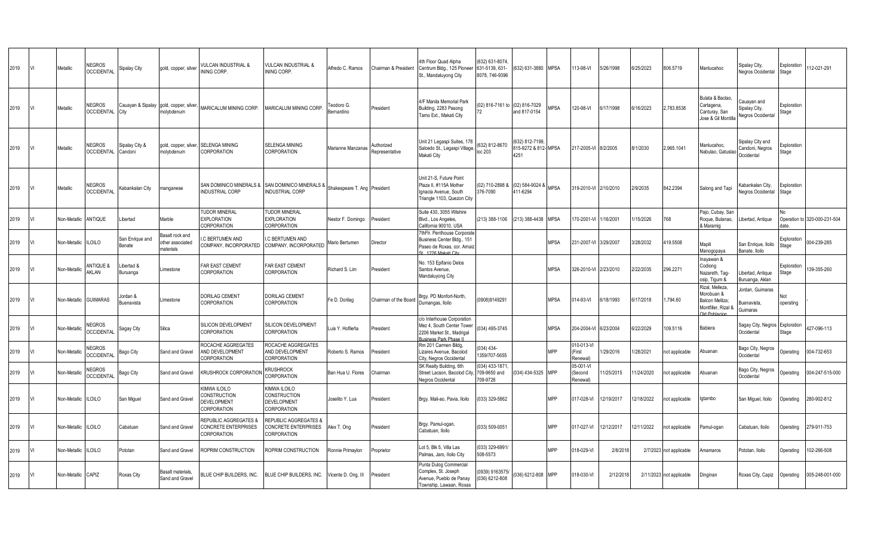| 2019 | VI | Metallic | NEGROS OCCIDENTAL | Sipalay City | gold, copper, silver | VULCAN INDUSTRIAL & INING CORP. | VULCAN INDUSTRIAL & INING CORP. | Alfredo C. Ramos | Chairman & President | 4th Floor Quad Alpha Centrum Bldg., 125 Pioneer St., Mandaluyong City | (632) 631-8074, 631-5139, 631-8078, 746-9396 | (632) 631-3880 | MPSA | 113-98-VI | 5/26/1998 | 6/25/2023 | 806.5719 | Manlucahoc | Sipalay City, Negros Occidental | Exploration Stage | 112-021-291 |
|---|---|---|---|---|---|---|---|---|---|---|---|---|---|---|---|---|---|---|---|---|---|
| 2019 | VI | Metallic | NEGROS OCCIDENTAL | Cauayan & Sipalay City | gold, copper, silver, molybdenum | MARICALUM MINING CORP. | MARICALUM MINING CORP. | Teodoro G. Bernardino | President | 4/F Manila Memorial Park Building, 2283 Pasong Tamo Ext., Makati City | (02) 816-7161 to 72 | (02) 816-7029 and 817-0154 | MPSA | 120-98-VI | 6/17/1998 | 6/16/2023 | 2,783.8538 | Bulata & Bacdao, Cartagena, Canturay, San Jose & Gil Montilla | Cauayan and Sipalay City, Negros Occidental | Exploration Stage | |
| 2019 | VI | Metallic | NEGROS OCCIDENTAL | Sipalay City & Candoni | gold, copper, silver, molybdenum | SELENGA MINING CORPORATION | SELENGA MINING CORPORATION | Marianne Manzanas | Authorized Representative | Unit 21 Legaspi Suites, 178 Salcedo St., Legaspi Village, Makati City | (632) 812-8670 loc 203 | (632) 812-7199, 815-9272 & 812-4251 | MPSA | 217-2005-VI | 8/2/2005 | 8/1/2030 | 2,965.1041 | Manlucahoc, Nabulao, Gatuslao | Sipalay City and Candoni, Negros Occidental | Exploration Stage | |
| 2019 | VI | Metallic | NEGROS OCCIDENTAL | Kabankalan City | manganese | SAN DOMINICO MINERALS & INDUSTRIAL CORP | SAN DOMINICO MINERALS & INDUSTRIAL CORP | Shakespeare T. Ang | President | Unit 21-S, Future Point Plaza II, #115A Mother Ignacia Avenue, South Triangle 1103, Quezon City | (02) 710-2898 & 376-7090 | (02) 584-9024 & 411-6294 | MPSA | 319-2010-VI | 2/10/2010 | 2/9/2035 | 842.2394 | Salong and Tapi | Kabankalan City, Negros Occidental | Exploration Stage | |
| 2019 | VI | Non-Metallic | ANTIQUE | Libertad | Marble | TUDOR MINERAL EXPLORATION CORPORATION | TUDOR MINERAL EXPLORATION CORPORATION | Nestor F. Domingo | President | Suite 430, 3055 Wilshire Blvd., Los Angeles, California 90010, USA | (213) 388-1106 | (213) 388-4438 | MPSA | 170-2001-VI | 1/16/2001 | 1/15/2026 | 768 | Pajo, Cubay, San Roque, Bulanao, & Maramig | Libertad, Antique | No Operation to date. | 320-000-231-504 |
| 2019 | VI | Non-Metallic | ILOILO | San Enrique and Banate | Basalt rock and other associated materials | I.C BERTUMEN AND COMPANY, INCORPORATED | I.C BERTUMEN AND COMPANY, INCORPORATED | Mario Bertumen | Director | 7thFlr. Penthouse Corporate Business Center Bldg., 151 Paseo de Roxas, cor. Amaiz St. 1226 Makati City | | | MPSA | 231-2007-VI | 3/29/2007 | 3/28/2032 | 419.5508 | Mapili Manogopaya | San Enrique, Iloilo Banate, Iloilo | Exploration Stage | 004-239-285 |
| 2019 | VI | Non-Metallic | ANTIQUE & AKLAN | Libertad & Buruanga | Limestone | FAR EAST CEMENT CORPORATION | FAR EAST CEMENT CORPORATION | Richard S. Lim | President | No. 153 Epifanio Delos Santos Avenue, Mandaluyong City | | | MPSA | 326-2010-VI | 2/23/2010 | 2/22/2035 | 296.2271 | Inayawan & Codiong Nazareth, Tag-osip, Tigum & | Libertad, Antique Buruanga, Aklan | Exploration Stage | 139-355-260 |
| 2019 | VI | Non-Metallic | GUIMARAS | Jordan & Buenavista | Limestone | DORILAG CEMENT CORPORATION | DORILAG CEMENT CORPORATION | Fe D. Dorilag | Chairman of the Board | Brgy. PD Monfort-North, Dumangas, Iloilo | (0908)9149291 | | MPSA | 014-93-VI | 6/18/1993 | 6/17/2018 | 1,794.60 | Rizal, Melleza, Morobuan & Balcon Melliza; Montfiller, Rizal & Old Poblacion | Jordan, Guimaras Buenavista, Guimaras | Not operating | - |
| 2019 | VI | Non-Metallic | NEGROS OCCIDENTAL | Sagay City | Silica | SILICON DEVELOPMENT CORPORATION | SILICON DEVELOPMENT CORPORATION | Luis Y. Hofileña | President | c/o Interhouse Corporation Mez 4, South Center Tower 2206 Market St., Madrigal Business Park Phase II | (034) 495-3745 | | MPSA | 204-2004-VI | 6/23/2004 | 6/22/2029 | 109.5116 | Babiera | Sagay City, Negros Occidental | Exploration Stage | 427-096-113 |
| 2019 | VI | Non-Metallic | NEGROS OCCIDENTAL | Bago City | Sand and Gravel | ROCACHE AGGREGATES AND DEVELOPMENT CORPORATION | ROCACHE AGGREGATES AND DEVELOPMENT CORPORATION | Roberto S. Ramos | President | Rm 201 Carmen Bldg, Lizares Avenue, Bacolod City, Negros Occidental | (034) 434-1359/707-5655 | | MPP | 010-013-VI (First Renewal) | 1/29/2016 | 1/28/2021 | not applicable | Abuanan | Bago City, Negros Occidental | Operating | 004-732-653 |
| 2019 | VI | Non-Metallic | NEGROS OCCIDENTAL | Bago City | Sand and Gravel | KRUSHROCK CORPORATION | KRUSHROCK CORPORATION | Ban Hua U. Flores | Chairman | SK Realty Building, 6th Street Lacson, Bacolod City, Negros Occidental | (034) 433-1871, 709-9650 and 709-9726 | (034) 434-5325 | MPP | 05-001-VI (Second Renewal) | 11/25/2015 | 11/24/2020 | not applicable | Abuanan | Bago City, Negros Occidental | Operating | 004-247-515-000 |
| 2019 | VI | Non-Metallic | ILOILO | San Miguel | Sand and Gravel | KIMWA ILOILO CONSTRUCTION DEVELOPMENT CORPORATION | KIMWA ILOILO CONSTRUCTION DEVELOPMENT CORPORATION | Joselito Y. Lua | President | Brgy. Mali-ao, Pavia, Iloilo | (033) 329-5862 | | MPP | 017-028-VI | 12/19/2017 | 12/18/2022 | not applicable | Igtambo | San Miguel, Iloilo | Operating | 280-902-812 |
| 2019 | VI | Non-Metallic | ILOILO | Cabatuan | Sand and Gravel | REPUBLIC AGGREGATES & CONCRETE ENTERPRISES CORPORATION | REPUBLIC AGGREGATES & CONCRETE ENTERPRISES CORPORATION | Alex T. Ong | President | Brgy. Pamul-ogan, Cabatuan, Iloilo | (033) 509-0051 | | MPP | 017-027-VI | 12/12/2017 | 12/11/2022 | not applicable | Pamul-ogan | Cabatuan, Iloilo | Operating | 279-911-753 |
| 2019 | VI | Non-Metallic | ILOILO | Pototan | Sand and Gravel | ROPRIM CONSTRUCTION | ROPRIM CONSTRUCTION | Ronnie Primaylon | Proprietor | Lot 5, Blk 5, Villa Las Palmas, Jaro, Iloilo City | (033) 329-6991/ 508-5573 | | MPP | 018-029-VI | 2/8/2018 | 2/7/2023 | not applicable | Amamaros | Pototan, Iloilo | Operating | 102-266-508 |
| 2019 | VI | Non-Metallic | CAPIZ | Roxas City | Basalt materials, Sand and Gravel | BLUE CHIP BUILDERS, INC. | BLUE CHIP BUILDERS, INC. | Vicente D. Ong, III | President | Punta Dulog Commercial Complex, St. Joseph Avenue, Pueblo de Panay Township, Lawaan, Roxas | (0939) 9163575/ (036) 6212-808 | (036) 6212-808 | MPP | 018-030-VI | 2/12/2018 | 2/11/2023 | not applicable | Dinginan | Roxas City, Capiz | Operating | 005-248-001-000 |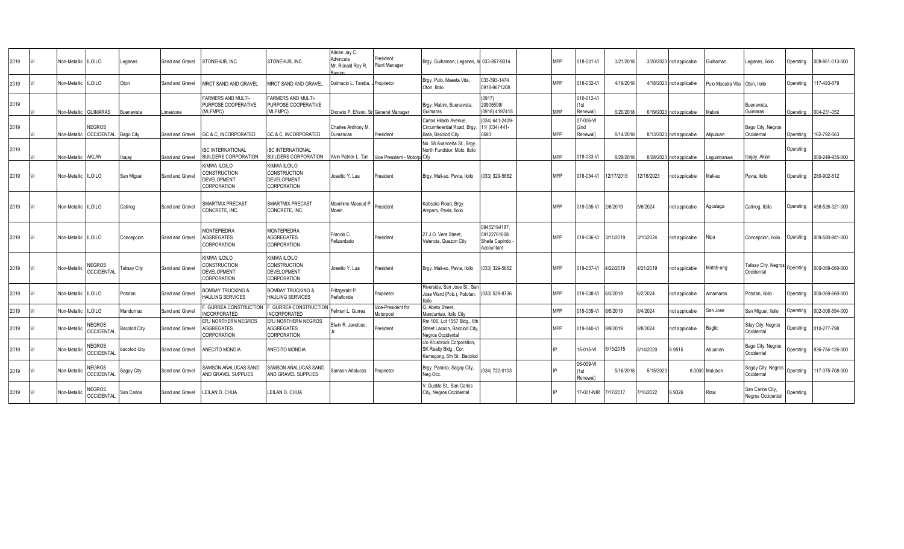| | | | | | | | | | | | | | | | | | | | | | | |
|---|---|---|---|---|---|---|---|---|---|---|---|---|---|---|---|---|---|---|---|---|---|---|
| 2019 | VI | Non-Metallic | ILOILO | Leganes | Sand and Gravel | STONEHUB, INC. | STONEHUB, INC. | Adrian Jay C. Advincula Mr. Ronald Ray R. Bayron | President Plant Manager | Brgy. Guihaman, Leganes, Il | 033-857-9314 | | MPP | 018-031-VI | 3/21/2018 | 3/20/2023 | not applicable | Guihaman | Leganes, Iloilo | Operating | 008-861-013-000 |
| 2019 | VI | Non-Metallic | ILOILO | Oton | Sand and Gravel | MRCT SAND AND GRAVEL | MRCT SAND AND GRAVEL | Dalmacio L. Tamba, J | Proprietor | Brgy. Pulo, Maesta Vita, Oton, Iloilo | 033-393-1474 0918-9671208 | | MPP | 018-032-VI | 4/19/2018 | 4/18/2023 | not applicable | Pulo Maestra Vita | Oton, Iloilo | Operating | 117-493-879 |
| 2019 | VI | Non-Metallic | GUIMARAS | Buenavista | Limestone | FARMERS AND MULTI-PURPOSE COOPERATIVE (MLFMPC) | FARMERS AND MULTI-PURPOSE COOPERATIVE (MLFMPC) | Dioneto P. Eñano, Sr | General Manager | Brgy. Mabini, Buenavista, Guimaras | (0917) 20905599/ (0918) 4197415 | | MPP | 010-012-VI (1st Renewal) | 6/20/2018 | 6/19/2023 | not applicable | Mabini | Buenavista, Guimaras | Operating | 004-231-052 |
| 2019 | VI | Non-Metallic | NEGROS OCCIDENTAL | Bago City | Sand and Gravel | GC & C, INCORPORATED | GC & C, INCORPORATED | Charles Anthony M. Dumancas | President | Carlos Hilado Avenue, Circumferential Road, Brgy. Bata, Bacolod City | (034) 441-2409-11/ (034) 441-0693 | | MPP | 07-006-VI (2nd Renewal) | 8/14/2018 | 8/13/2023 | not applicable | Atipuluan | Bago City, Negros Occidental | Operating | 162-792-563 |
| 2019 | VI | Non-Metallic | AKLAN | Ibajay | Sand and Gravel | IBC INTERNATIONAL BUILDERS CORPORATION | IBC INTERNATIONAL BUILDERS CORPORATION | Alvin Patrick L. Tan | Vice President - Motorp | No. 58 Avanceña St., Brgy. North Fundidor, Molo, Iloilo City | | | MPP | 018-033-VI | 8/29/2018 | 8/28/2023 | not applicable | Laguinbanwa | Ibajay, Aklan | Operating | 000-249-935-000 |
| 2019 | VI | Non-Metallic | ILOILO | San Miguel | Sand and Gravel | KIMWA ILOILO CONSTRUCTION DEVELOPMENT CORPORATION | KIMWA ILOILO CONSTRUCTION DEVELOPMENT CORPORATION | Joselito Y. Lua | President | Brgy. Mali-ao, Pavia, Iloilo | (033) 329-5862 | | MPP | 018-034-VI | 12/17/2018 | 12/16/2023 | not applicable | Mali-ao | Pavia, Iloilo | Operating | 280-902-812 |
| 2019 | VI | Non-Metallic | ILOILO | Calinog | Sand and Gravel | SMARTMIX PRECAST CONCRETE, INC. | SMARTMIX PRECAST CONCRETE, INC. | Maximino Masoud P. Moein | President | Kabsaka Road, Brgy. Amparo, Pavia, Iloilo | | | MPP | 019-035-VI | 2/6/2019 | 5/6/2024 | not applicable | Agcalaga | Calinog, Iloilo | Operating | 458-526-321-000 |
| 2019 | VI | Non-Metallic | ILOILO | Concepcion | Sand and Gravel | MONTEPIEDRA AGGREGATES CORPORATION | MONTEPIEDRA AGGREGATES CORPORATION | Francis C. Felizardado | President | 27 J.O. Vera Street, Valencia, Quezon City | 09452194187; 09122761608 Sheila Capindo - Accountant | | MPP | 019-036-VI | 3/11/2019 | 3/10/2024 | not applicable | Nipa | Concepcion, Iloilo | Operating | 009-580-981-000 |
| 2019 | VI | Non-Metallic | NEGROS OCCIDENTAL | Talisay City | Sand and Gravel | KIMWA ILOILO CONSTRUCTION DEVELOPMENT CORPORATION | KIMWA ILOILO CONSTRUCTION DEVELOPMENT CORPORATION | Joselito Y. Lua | President | Brgy. Mali-ao, Pavia, Iloilo | (033) 329-5862 | | MPP | 019-037-VI | 4/22/2019 | 4/21/2019 | not applicable | Matab-ang | Talisay City, Negros Occidental | Operating | 000-069-660-000 |
| 2019 | VI | Non-Metallic | ILOILO | Pototan | Sand and Gravel | BOMBAY TRUCKING & HAULING SERVICES | BOMBAY TRUCKING & HAULING SERVICES | Fritzgerald P. Peñaflorida | Proprietor | Riverside, San Jose St., San Jose Ward (Pob.), Pototan, Iloilo | (033) 529-8736 | | MPP | 019-038-VI | 6/3/2019 | 6/2/2024 | not applicable | Amamaros | Pototan, Iloilo | Operating | 000-069-660-000 |
| 2019 | VI | Non-Metallic | ILOILO | Mandurriao | Sand and Gravel | F. GURREA CONSTRUCTION INCORPORATED | F. GURREA CONSTRUCTION INCORPORATED | Felman L. Gurrea | Vice-President for Motorpool | Q. Abeto Street, Mandurriao, Iloilo City | | | MPP | 019-039-VI | 8/5/2019 | 8/4/2024 | not applicable | San Jose | San Miguel, Iloilo | Operating | 002-006-594-000 |
| 2019 | VI | Non-Metallic | NEGROS OCCIDENTAL | Bacolod City | Sand and Gravel | ERJ NORTHERN NEGROS AGGREGATES CORPORATION | ERJ NORTHERN NEGROS AGGREGATES CORPORATION | Elwin R. Javeloso, Jr. | President | Rm 106, Lot 1557 Bldg., 6th Street Lacson, Bacolod City, Negros Occidental | | | MPP | 019-040-VI | 9/9/2019 | 9/8/2024 | not applicable | Bagtic | Silay City, Negros Occidental | Operating | 010-277-798 |
| 2019 | VI | Non-Metallic | NEGROS OCCIDENTAL | Bacolod City | Sand and Gravel | ANECITO MONDIA | ANECITO MONDIA | | | c/o Krushrock Corporation, SK Realty Bldg., Cor. Kamagong, 6th St., Bacolod | | | IP | 15-015-VI | 5/15/2015 | 5/14/2020 | 6.9515 | Abuanan | Bago City, Negros Occidental | Operating | 936-754-126-000 |
| 2019 | VI | Non-Metallic | NEGROS OCCIDENTAL | Sagay City | Sand and Gravel | SAMSON AÑALUCAS SAND AND GRAVEL SUPPLIES | SAMSON AÑALUCAS SAND AND GRAVEL SUPPLIES | Samson Añalucas | Proprietor | Brgy. Paraiso, Sagay City, Neg.Occ. | (034) 722-0103 | | IP | 06-009-VI (1st Renewal) | 5/16/2018 | 5/15/2023 | 8.0000 | Malubon | Sagay City, Negros Occidental | Operating | 117-375-708-000 |
| 2019 | VI | Non-Metallic | NEGROS OCCIDENTAL | San Carlos | Sand and Gravel | LEILAN D. CHUA | LEILAN D. CHUA | | | V. Gustilo St., San Carlos City, Negros Occidental | | | IP | 17-001-NIR | 7/17/2017 | 7/16/2022 | 6.9326 | Rizal | San Carlos City, Negros Occidental | Operating | |